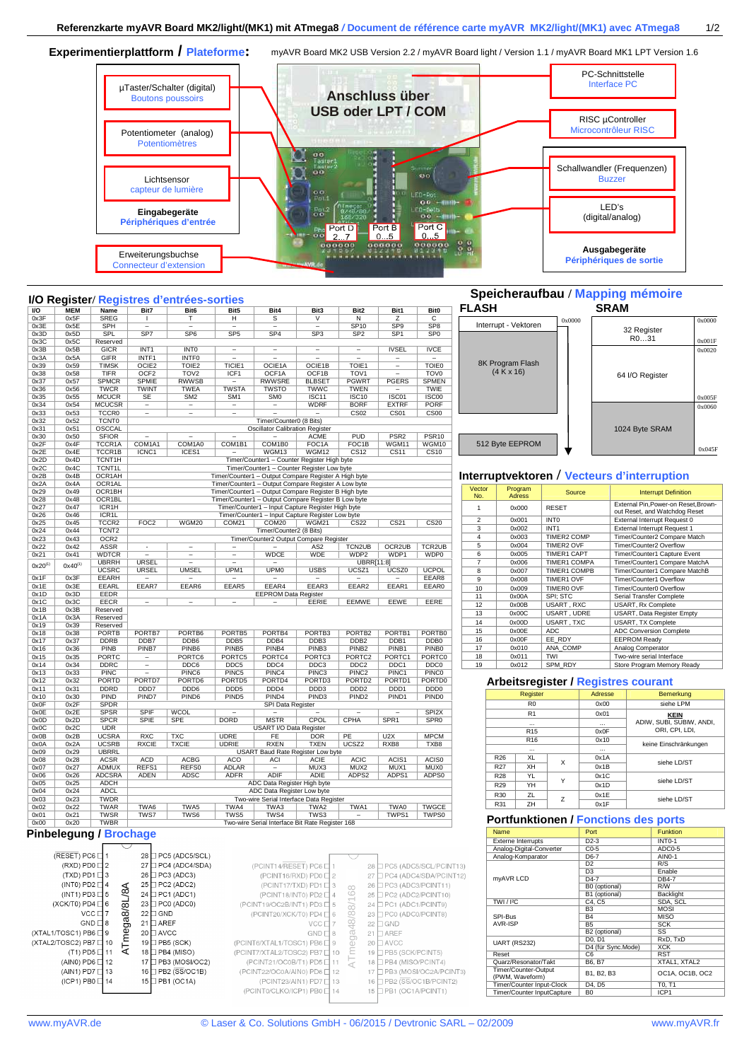# Referenzkarte myAVR Board MK2/light/(MK1) mit ATmega8 / Document de référence carte myAVR MK2/light/(MK1) avec ATmega8

## Experimentierplattform / Plateforme:

myAVR Board MK2 USB Version 2.2 / myAVR Board light / Version 1.1 / myAVR Board MK1 LPT Version 1.6

- µTaster/Schalter (digital) / Boutons poussoirs
- Potentiometer (analog) / Potentiomètres
- Lichtsensor / capteur de lumière
- **Eingabegeräte / Périphériques d'entrée**
- Erweiterungsbuchse / Connecteur d'extension
- Anschluss über USB oder LPT / COM
- PC-Schnittstelle / Interface PC
- RISC µController / Microcontrôleur RISC
- Schallwandler (Frequenzen) / Buzzer
- LED's (digital/analog)
- **Ausgabegeräte / Périphériques de sortie**
- Port D 2...7, Port B 0...5, Port C 0...5

## I/O Register / Registres d'entrées-sorties

| I/O | MEM | Name | Bit7 | Bit6 | Bit5 | Bit4 | Bit3 | Bit2 | Bit1 | Bit0 |
|---|---|---|---|---|---|---|---|---|---|---|
| 0x3F | 0x5F | SREG | I | T | H | S | V | N | Z | C |
| 0x3E | 0x5E | SPH | – | – | – | – | – | SP10 | SP9 | SP8 |
| 0x3D | 0x5D | SPL | SP7 | SP6 | SP5 | SP4 | SP3 | SP2 | SP1 | SP0 |
| 0x3C | 0x5C | Reserved | | | | | | | | |
| 0x3B | 0x5B | GICR | INT1 | INT0 | – | – | – | – | IVSEL | IVCE |
| 0x3A | 0x5A | GIFR | INTF1 | INTF0 | – | – | – | – | – | – |
| 0x39 | 0x59 | TIMSK | OCIE2 | TOIE2 | TICIE1 | OCIE1A | OCIE1B | TOIE1 | – | TOIE0 |
| 0x38 | 0x58 | TIFR | OCF2 | TOV2 | ICF1 | OCF1A | OCF1B | TOV1 | – | TOV0 |
| 0x37 | 0x57 | SPMCR | SPMIE | RWWSB | – | RWWSRE | BLBSET | PGWRT | PGERS | SPMEN |
| 0x36 | 0x56 | TWCR | TWINT | TWEA | TWSTA | TWSTO | TWWC | TWEN | – | TWIE |
| 0x35 | 0x55 | MCUCR | SE | SM2 | SM1 | SM0 | ISC11 | ISC10 | ISC01 | ISC00 |
| 0x34 | 0x54 | MCUCSR | – | – | – | – | WDRF | BORF | EXTRF | PORF |
| 0x33 | 0x53 | TCCR0 | – | – | – | – | – | CS02 | CS01 | CS00 |
| 0x32 | 0x52 | TCNT0 | Timer/Counter0 (8 Bits) | | | | | | | |
| 0x31 | 0x51 | OSCCAL | Oscillator Calibration Register | | | | | | | |
| 0x30 | 0x50 | SFIOR | – | – | – | – | ACME | PUD | PSR2 | PSR10 |
| 0x2F | 0x4F | TCCR1A | COM1A1 | COM1A0 | COM1B1 | COM1B0 | FOC1A | FOC1B | WGM11 | WGM10 |
| 0x2E | 0x4E | TCCR1B | ICNC1 | ICES1 | – | WGM13 | WGM12 | CS12 | CS11 | CS10 |
| 0x2D | 0x4D | TCNT1H | Timer/Counter1 – Counter Register High byte | | | | | | | |
| 0x2C | 0x4C | TCNT1L | Timer/Counter1 – Counter Register Low byte | | | | | | | |
| 0x2B | 0x4B | OCR1AH | Timer/Counter1 – Output Compare Register A High byte | | | | | | | |
| 0x2A | 0x4A | OCR1AL | Timer/Counter1 – Output Compare Register A Low byte | | | | | | | |
| 0x29 | 0x49 | OCR1BH | Timer/Counter1 – Output Compare Register B High byte | | | | | | | |
| 0x28 | 0x48 | OCR1BL | Timer/Counter1 – Output Compare Register B Low byte | | | | | | | |
| 0x27 | 0x47 | ICR1H | Timer/Counter1 – Input Capture Register High byte | | | | | | | |
| 0x26 | 0x46 | ICR1L | Timer/Counter1 – Input Capture Register Low byte | | | | | | | |
| 0x25 | 0x45 | TCCR2 | FOC2 | WGM20 | COM21 | COM20 | WGM21 | CS22 | CS21 | CS20 |
| 0x24 | 0x44 | TCNT2 | Timer/Counter2 (8 Bits) | | | | | | | |
| 0x23 | 0x43 | OCR2 | Timer/Counter2 Output Compare Register | | | | | | | |
| 0x22 | 0x42 | ASSR | – | – | – | – | AS2 | TCN2UB | OCR2UB | TCR2UB |
| 0x21 | 0x41 | WDTCR | – | – | – | WDCE | WDE | WDP2 | WDP1 | WDP0 |
| 0x20[1] | 0x40[1] | UBRRH | URSEL | – | – | – | UBRR[11:8] | | | |
| | | UCSRC | URSEL | UMSEL | UPM1 | UPM0 | USBS | UCSZ1 | UCSZ0 | UCPOL |
| 0x1F | 0x3F | EEARH | – | – | – | – | – | – | – | EEAR8 |
| 0x1E | 0x3E | EEARL | EEAR7 | EEAR6 | EEAR5 | EEAR4 | EEAR3 | EEAR2 | EEAR1 | EEAR0 |
| 0x1D | 0x3D | EEDR | EEPROM Data Register | | | | | | | |
| 0x1C | 0x3C | EECR | – | – | – | – | EERIE | EEMWE | EEWE | EERE |
| 0x1B | 0x3B | Reserved | | | | | | | | |
| 0x1A | 0x3A | Reserved | | | | | | | | |
| 0x19 | 0x39 | Reserved | | | | | | | | |
| 0x18 | 0x38 | PORTB | PORTB7 | PORTB6 | PORTB5 | PORTB4 | PORTB3 | PORTB2 | PORTB1 | PORTB0 |
| 0x17 | 0x37 | DDRB | DDB7 | DDB6 | DDB5 | DDB4 | DDB3 | DDB2 | DDB1 | DDB0 |
| 0x16 | 0x36 | PINB | PINB7 | PINB6 | PINB5 | PINB4 | PINB3 | PINB2 | PINB1 | PINB0 |
| 0x15 | 0x35 | PORTC | – | PORTC6 | PORTC5 | PORTC4 | PORTC3 | PORTC2 | PORTC1 | PORTC0 |
| 0x14 | 0x34 | DDRC | – | DDC6 | DDC5 | DDC4 | DDC3 | DDC2 | DDC1 | DDC0 |
| 0x13 | 0x33 | PINC | – | PINC6 | PINC5 | PINC4 | PINC3 | PINC2 | PINC1 | PINC0 |
| 0x12 | 0x32 | PORTD | PORTD7 | PORTD6 | PORTD5 | PORTD4 | PORTD3 | PORTD2 | PORTD1 | PORTD0 |
| 0x11 | 0x31 | DDRD | DDD7 | DDD6 | DDD5 | DDD4 | DDD3 | DDD2 | DDD1 | DDD0 |
| 0x10 | 0x30 | PIND | PIND7 | PIND6 | PIND5 | PIND4 | PIND3 | PIND2 | PIND1 | PIND0 |
| 0x0F | 0x2F | SPDR | SPI Data Register | | | | | | | |
| 0x0E | 0x2E | SPSR | SPIF | WCOL | – | – | – | – | – | SPI2X |
| 0x0D | 0x2D | SPCR | SPIE | SPE | DORD | MSTR | CPOL | CPHA | SPR1 | SPR0 |
| 0x0C | 0x2C | UDR | USART I/O Data Register | | | | | | | |
| 0x0B | 0x2B | UCSRA | RXC | TXC | UDRE | FE | DOR | PE | U2X | MPCM |
| 0x0A | 0x2A | UCSRB | RXCIE | TXCIE | UDRIE | RXEN | TXEN | UCSZ2 | RXB8 | TXB8 |
| 0x09 | 0x29 | UBRRL | USART Baud Rate Register Low byte | | | | | | | |
| 0x08 | 0x28 | ACSR | ACD | ACBG | ACO | ACI | ACIE | ACIC | ACIS1 | ACIS0 |
| 0x07 | 0x27 | ADMUX | REFS1 | REFS0 | ADLAR | – | MUX3 | MUX2 | MUX1 | MUX0 |
| 0x06 | 0x26 | ADCSRA | ADEN | ADSC | ADFR | ADIF | ADIE | ADPS2 | ADPS1 | ADPS0 |
| 0x05 | 0x25 | ADCH | ADC Data Register High byte | | | | | | | |
| 0x04 | 0x24 | ADCL | ADC Data Register Low byte | | | | | | | |
| 0x03 | 0x23 | TWDR | Two-wire Serial Interface Data Register | | | | | | | |
| 0x02 | 0x22 | TWAR | TWA6 | TWA5 | TWA4 | TWA3 | TWA2 | TWA1 | TWA0 | TWGCE |
| 0x01 | 0x21 | TWSR | TWS7 | TWS6 | TWS5 | TWS4 | TWS3 | – | TWPS1 | TWPS0 |
| 0x00 | 0x20 | TWBR | Two-wire Serial Interface Bit Rate Register 168 | | | | | | | |

## Speicheraufbau / Mapping mémoire

**FLASH**

- Interrupt - Vektoren (0x0000)
- 8K Program Flash (4 K x 16)
- 512 Byte EEPROM

**SRAM**

| Bereich | Adresse |
|---|---|
| 32 Register R0...31 | 0x0000 – 0x001F |
| 64 I/O Register | 0x0020 – 0x005F |
| 1024 Byte SRAM | 0x0060 – 0x045F |

## Interruptvektoren / Vecteurs d'interruption

| Vector No. | Program Adress | Source | Interrupt Definition |
|---|---|---|---|
| 1 | 0x000 | RESET | External Pin,Power-on Reset,Brown-out Reset, and Watchdog Reset |
| 2 | 0x001 | INT0 | External Interrupt Request 0 |
| 3 | 0x002 | INT1 | External Interrupt Request 1 |
| 4 | 0x003 | TIMER2 COMP | Timer/Counter2 Compare Match |
| 5 | 0x004 | TIMER2 OVF | Timer/Counter2 Overflow |
| 6 | 0x005 | TIMER1 CAPT | Timer/Counter1 Capture Event |
| 7 | 0x006 | TIMER1 COMPA | Timer/Counter1 Compare MatchA |
| 8 | 0x007 | TIMER1 COMPB | Timer/Counter1 Compare MatchB |
| 9 | 0x008 | TIMER1 OVF | Timer/Counter1 Overflow |
| 10 | 0x009 | TIMER0 OVF | Timer/Counter0 Overflow |
| 11 | 0x00A | SPI; STC | Serial Transfer Complete |
| 12 | 0x00B | USART , RXC | USART, Rx Complete |
| 13 | 0x00C | USART , UDRE | USART, Data Register Empty |
| 14 | 0x00D | USART , TXC | USART, TX Complete |
| 15 | 0x00E | ADC | ADC Conversion Complete |
| 16 | 0x00F | EE_RDY | EEPROM Ready |
| 17 | 0x010 | ANA_COMP | Analog Comperator |
| 18 | 0x011 | TWI | Two-wire serial Interface |
| 19 | 0x012 | SPM_RDY | Store Program Memory Ready |

## Arbeitsregister / Registres courant

| Register | | | Adresse | Bemerkung |
|---|---|---|---|---|
| R0 | | | 0x00 | siehe LPM |
| R1 | | | 0x01 | **KEIN** ADIW, SUBI, SUBW, ANDI, ORI, CPI, LDI, |
| ... | | | ... | |
| R15 | | | 0x0F | |
| R16 | | | 0x10 | keine Einschränkungen |
| ... | | | ... | |
| R26 | XL | X | 0x1A | siehe LD/ST |
| R27 | XH | | 0x1B | |
| R28 | YL | Y | 0x1C | siehe LD/ST |
| R29 | YH | | 0x1D | |
| R30 | ZL | Z | 0x1E | siehe LD/ST |
| R31 | ZH | | 0x1F | |

## Portfunktionen / Fonctions des ports

| Name | Port | Funktion |
|---|---|---|
| Externe Interrupts | D2-3 | INT0-1 |
| Analog-Digital-Converter | C0-5 | ADC0-5 |
| Analog-Komparator | D6-7 | AIN0-1 |
| myAVR LCD | D2 | R/S |
| | D3 | Enable |
| | D4-7 | DB4-7 |
| | B0 (optional) | R/W |
| | B1 (optional) | Backlight |
| TWI / I²C | C4, C5 | SDA, SCL |
| SPI-Bus AVR-ISP | B3 | MOSI |
| | B4 | MISO |
| | B5 | SCK |
| | B2 (optional) | SS |
| UART (RS232) | D0, D1 | RxD, TxD |
| | D4 (für Sync.Mode) | XCK |
| Reset | C6 | RST |
| Quarz/Resonator/Takt | B6, B7 | XTAL1, XTAL2 |
| Timer/Counter-Output (PWM, Waveform) | B1, B2, B3 | OC1A, OC1B, OC2 |
| Timer/Counter Input-Clock | D4, D5 | T0, T1 |
| Timer/Counter InputCapture | B0 | ICP1 |

## Pinbelegung / Brochage

**ATmega8/8L/8A**

| Pin | Left | Pin | Right |
|---|---|---|---|
| 1 | (RESET) PC6 | 28 | PC5 (ADC5/SCL) |
| 2 | (RXD) PD0 | 27 | PC4 (ADC4/SDA) |
| 3 | (TXD) PD1 | 26 | PC3 (ADC3) |
| 4 | (INT0) PD2 | 25 | PC2 (ADC2) |
| 5 | (INT1) PD3 | 24 | PC1 (ADC1) |
| 6 | (XCK/T0) PD4 | 23 | PC0 (ADC0) |
| 7 | VCC | 22 | GND |
| 8 | GND | 21 | AREF |
| 9 | (XTAL1/TOSC1) PB6 | 20 | AVCC |
| 10 | (XTAL2/TOSC2) PB7 | 19 | PB5 (SCK) |
| 11 | (T1) PD5 | 18 | PB4 (MISO) |
| 12 | (AIN0) PD6 | 17 | PB3 (MOSI/OC2) |
| 13 | (AIN1) PD7 | 16 | PB2 (SS/OC1B) |
| 14 | (ICP1) PB0 | 15 | PB1 (OC1A) |

**ATmega48/88/168**

| Pin | Left | Pin | Right |
|---|---|---|---|
| 1 | (PCINT14/RESET) PC6 | 28 | PC5 (ADC5/SCL/PCINT13) |
| 2 | (PCINT16/RXD) PD0 | 27 | PC4 (ADC4/SDA/PCINT12) |
| 3 | (PCINT17/TXD) PD1 | 26 | PC3 (ADC3/PCINT11) |
| 4 | (PCINT18/INT0) PD2 | 25 | PC2 (ADC2/PCINT10) |
| 5 | (PCINT19/OC2B/INT1) PD3 | 24 | PC1 (ADC1/PCINT9) |
| 6 | (PCINT20/XCK/T0) PD4 | 23 | PC0 (ADC0/PCINT8) |
| 7 | VCC | 22 | GND |
| 8 | GND | 21 | AREF |
| 9 | (PCINT6/XTAL1/TOSC1) PB6 | 20 | AVCC |
| 10 | (PCINT7/XTAL2/TOSC2) PB7 | 19 | PB5 (SCK/PCINT5) |
| 11 | (PCINT21/OC0B/T1) PD5 | 18 | PB4 (MISO/PCINT4) |
| 12 | (PCINT22/OC0A/AIN0) PD6 | 17 | PB3 (MOSI/OC2A/PCINT3) |
| 13 | (PCINT23/AIN1) PD7 | 16 | PB2 (SS/OC1B/PCINT2) |
| 14 | (PCINT0/CLKO/ICP1) PB0 | 15 | PB1 (OC1A/PCINT1) |

www.myAVR.de — © Laser & Co. Solutions GmbH - 06/2015 / Devtronic SARL – 02/2009 — www.myAVR.fr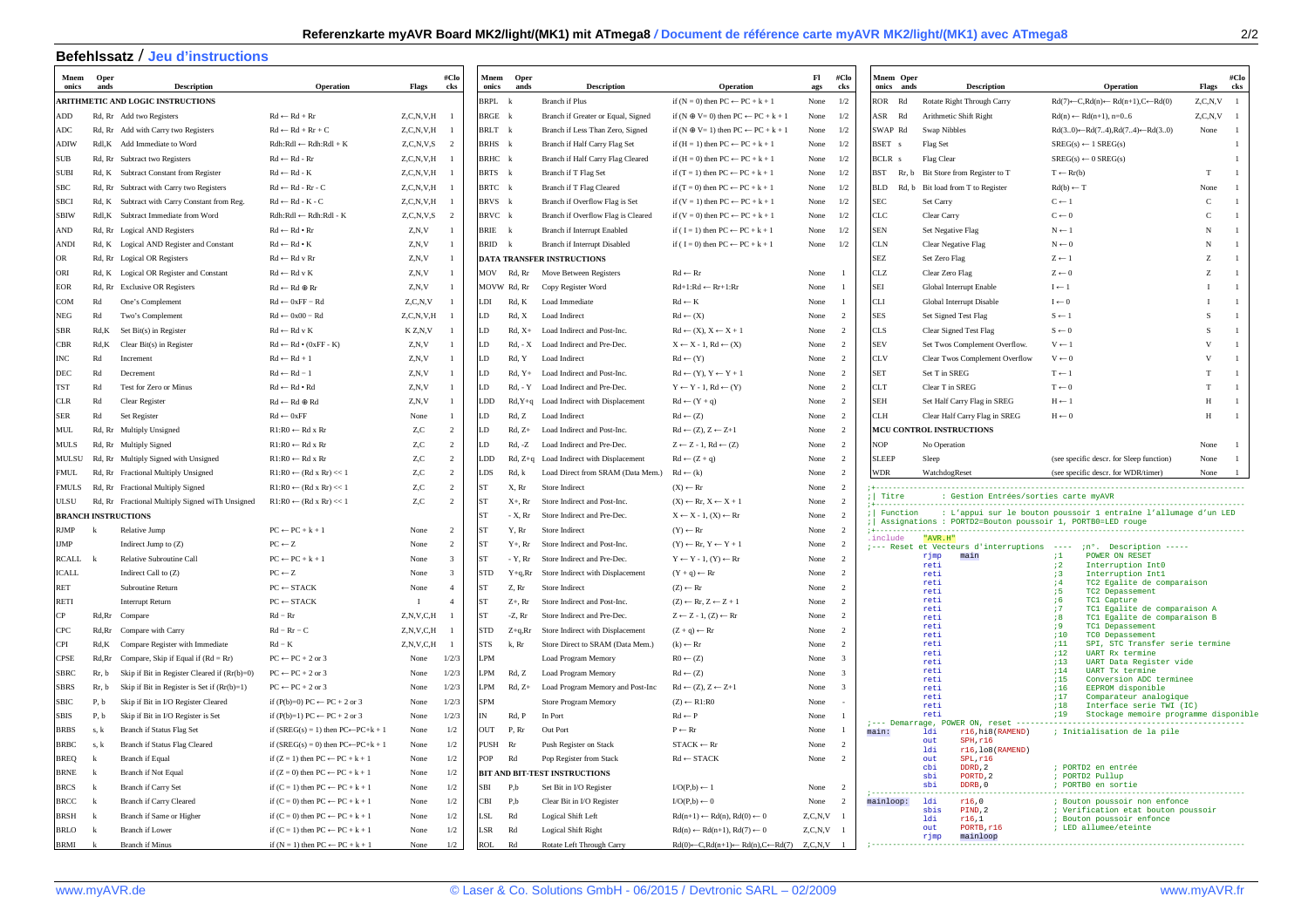## Befehlssatz / Jeu d'instructions

| Mnemonics | Operands | Description | Operation | Flags | #Clocks |
|---|---|---|---|---|---|
| **ARITHMETIC AND LOGIC INSTRUCTIONS** | | | | | |
| ADD | Rd, Rr | Add two Registers | Rd ← Rd + Rr | Z,C,N,V,H | 1 |
| ADC | Rd, Rr | Add with Carry two Registers | Rd ← Rd + Rr + C | Z,C,N,V,H | 1 |
| ADIW | Rdl,K | Add Immediate to Word | Rdh:Rdl ← Rdh:Rdl + K | Z,C,N,V,S | 2 |
| SUB | Rd, Rr | Subtract two Registers | Rd ← Rd - Rr | Z,C,N,V,H | 1 |
| SUBI | Rd, K | Subtract Constant from Register | Rd ← Rd - K | Z,C,N,V,H | 1 |
| SBC | Rd, Rr | Subtract with Carry two Registers | Rd ← Rd - Rr - C | Z,C,N,V,H | 1 |
| SBCI | Rd, K | Subtract with Carry Constant from Reg. | Rd ← Rd - K - C | Z,C,N,V,H | 1 |
| SBIW | Rdl,K | Subtract Immediate from Word | Rdh:Rdl ← Rdh:Rdl - K | Z,C,N,V,S | 2 |
| AND | Rd, Rr | Logical AND Registers | Rd ← Rd • Rr | Z,N,V | 1 |
| ANDI | Rd, K | Logical AND Register and Constant | Rd ← Rd • K | Z,N,V | 1 |
| OR | Rd, Rr | Logical OR Registers | Rd ← Rd v Rr | Z,N,V | 1 |
| ORI | Rd, K | Logical OR Register and Constant | Rd ← Rd v K | Z,N,V | 1 |
| EOR | Rd, Rr | Exclusive OR Registers | Rd ← Rd ⊕ Rr | Z,N,V | 1 |
| COM | Rd | One's Complement | Rd ← 0xFF − Rd | Z,C,N,V | 1 |
| NEG | Rd | Two's Complement | Rd ← 0x00 − Rd | Z,C,N,V,H | 1 |
| SBR | Rd,K | Set Bit(s) in Register | Rd ← Rd v K | K Z,N,V | 1 |
| CBR | Rd,K | Clear Bit(s) in Register | Rd ← Rd • (0xFF - K) | Z,N,V | 1 |
| INC | Rd | Increment | Rd ← Rd + 1 | Z,N,V | 1 |
| DEC | Rd | Decrement | Rd ← Rd − 1 | Z,N,V | 1 |
| TST | Rd | Test for Zero or Minus | Rd ← Rd • Rd | Z,N,V | 1 |
| CLR | Rd | Clear Register | Rd ← Rd ⊕ Rd | Z,N,V | 1 |
| SER | Rd | Set Register | Rd ← 0xFF | None | 1 |
| MUL | Rd, Rr | Multiply Unsigned | R1:R0 ← Rd x Rr | Z,C | 2 |
| MULS | Rd, Rr | Multiply Signed | R1:R0 ← Rd x Rr | Z,C | 2 |
| MULSU | Rd, Rr | Multiply Signed with Unsigned | R1:R0 ← Rd x Rr | Z,C | 2 |
| FMUL | Rd, Rr | Fractional Multiply Unsigned | R1:R0 ← (Rd x Rr) << 1 | Z,C | 2 |
| FMULS | Rd, Rr | Fractional Multiply Signed | R1:R0 ← (Rd x Rr) << 1 | Z,C | 2 |
| ULSU | Rd, Rr | Fractional Multiply Signed wiTh Unsigned | R1:R0 ← (Rd x Rr) << 1 | Z,C | 2 |
| **BRANCH INSTRUCTIONS** | | | | | |
| RJMP | k | Relative Jump | PC ← PC + k + 1 | None | 2 |
| IJMP | | Indirect Jump to (Z) | PC ← Z | None | 2 |
| RCALL | k | Relative Subroutine Call | PC ← PC + k + 1 | None | 3 |
| ICALL | | Indirect Call to (Z) | PC ← Z | None | 3 |
| RET | | Subroutine Return | PC ← STACK | None | 4 |
| RETI | | Interrupt Return | PC ← STACK | I | 4 |
| CP | Rd,Rr | Compare | Rd − Rr | Z,N,V,C,H | 1 |
| CPC | Rd,Rr | Compare with Carry | Rd − Rr − C | Z,N,V,C,H | 1 |
| CPI | Rd,K | Compare Register with Immediate | Rd − K | Z,N,V,C,H | 1 |
| CPSE | Rd,Rr | Compare, Skip if Equal (if (Rd = Rr) | PC ← PC + 2 or 3 | None | 1/2/3 |
| SBRC | Rr, b | Skip if Bit in Register Cleared if (Rr(b)=0) | PC ← PC + 2 or 3 | None | 1/2/3 |
| SBRS | Rr, b | Skip if Bit in Register is Set if (Rr(b)=1) | PC ← PC + 2 or 3 | None | 1/2/3 |
| SBIC | P, b | Skip if Bit in I/O Register Cleared | if (P(b)=0) PC ← PC + 2 or 3 | None | 1/2/3 |
| SBIS | P, b | Skip if Bit in I/O Register is Set | if (P(b)=1) PC ← PC + 2 or 3 | None | 1/2/3 |
| BRBS | s, k | Branch if Status Flag Set | if (SREG(s) = 1) then PC←PC+k + 1 | None | 1/2 |
| BRBC | s, k | Branch if Status Flag Cleared | if (SREG(s) = 0) then PC←PC+k + 1 | None | 1/2 |
| BREQ | k | Branch if Equal | if (Z = 1) then PC ← PC + k + 1 | None | 1/2 |
| BRNE | k | Branch if Not Equal | if (Z = 0) then PC ← PC + k + 1 | None | 1/2 |
| BRCS | k | Branch if Carry Set | if (C = 1) then PC ← PC + k + 1 | None | 1/2 |
| BRCC | k | Branch if Carry Cleared | if (C = 0) then PC ← PC + k + 1 | None | 1/2 |
| BRSH | k | Branch if Same or Higher | if (C = 0) then PC ← PC + k + 1 | None | 1/2 |
| BRLO | k | Branch if Lower | if (C = 1) then PC ← PC + k + 1 | None | 1/2 |
| BRMI | k | Branch if Minus | if (N = 1) then PC ← PC + k + 1 | None | 1/2 |
| BRPL | k | Branch if Plus | if (N = 0) then PC ← PC + k + 1 | None | 1/2 |
| BRGE | k | Branch if Greater or Equal, Signed | if (N ⊕ V= 0) then PC ← PC + k + 1 | None | 1/2 |
| BRLT | k | Branch if Less Than Zero, Signed | if (N ⊕ V= 1) then PC ← PC + k + 1 | None | 1/2 |
| BRHS | k | Branch if Half Carry Flag Set | if (H = 1) then PC ← PC + k + 1 | None | 1/2 |
| BRHC | k | Branch if Half Carry Flag Cleared | if (H = 0) then PC ← PC + k + 1 | None | 1/2 |
| BRTS | k | Branch if T Flag Set | if (T = 1) then PC ← PC + k + 1 | None | 1/2 |
| BRTC | k | Branch if T Flag Cleared | if (T = 0) then PC ← PC + k + 1 | None | 1/2 |
| BRVS | k | Branch if Overflow Flag is Set | if (V = 1) then PC ← PC + k + 1 | None | 1/2 |
| BRVC | k | Branch if Overflow Flag is Cleared | if (V = 0) then PC ← PC + k + 1 | None | 1/2 |
| BRIE | k | Branch if Interrupt Enabled | if ( I = 1) then PC ← PC + k + 1 | None | 1/2 |
| BRID | k | Branch if Interrupt Disabled | if ( I = 0) then PC ← PC + k + 1 | None | 1/2 |
| **DATA TRANSFER INSTRUCTIONS** | | | | | |
| MOV | Rd, Rr | Move Between Registers | Rd ← Rr | None | 1 |
| MOVW | Rd, Rr | Copy Register Word | Rd+1:Rd ← Rr+1:Rr | None | 1 |
| LDI | Rd, K | Load Immediate | Rd ← K | None | 1 |
| LD | Rd, X | Load Indirect | Rd ← (X) | None | 2 |
| LD | Rd, X+ | Load Indirect and Post-Inc. | Rd ← (X), X ← X + 1 | None | 2 |
| LD | Rd, - X | Load Indirect and Pre-Dec. | X ← X - 1, Rd ← (X) | None | 2 |
| LD | Rd, Y | Load Indirect | Rd ← (Y) | None | 2 |
| LD | Rd, Y+ | Load Indirect and Post-Inc. | Rd ← (Y), Y ← Y + 1 | None | 2 |
| LD | Rd, - Y | Load Indirect and Pre-Dec. | Y ← Y - 1, Rd ← (Y) | None | 2 |
| LDD | Rd,Y+q | Load Indirect with Displacement | Rd ← (Y + q) | None | 2 |
| LD | Rd, Z | Load Indirect | Rd ← (Z) | None | 2 |
| LD | Rd, Z+ | Load Indirect and Post-Inc. | Rd ← (Z), Z ← Z+1 | None | 2 |
| LD | Rd, -Z | Load Indirect and Pre-Dec. | Z ← Z - 1, Rd ← (Z) | None | 2 |
| LDD | Rd, Z+q | Load Indirect with Displacement | Rd ← (Z + q) | None | 2 |
| LDS | Rd, k | Load Direct from SRAM (Data Mem.) | Rd ← (k) | None | 2 |
| ST | X, Rr | Store Indirect | (X) ← Rr | None | 2 |
| ST | X+, Rr | Store Indirect and Post-Inc. | (X) ← Rr, X ← X + 1 | None | 2 |
| ST | - X, Rr | Store Indirect and Pre-Dec. | X ← X - 1, (X) ← Rr | None | 2 |
| ST | Y, Rr | Store Indirect | (Y) ← Rr | None | 2 |
| ST | Y+, Rr | Store Indirect and Post-Inc. | (Y) ← Rr, Y ← Y + 1 | None | 2 |
| ST | - Y, Rr | Store Indirect and Pre-Dec. | Y ← Y - 1, (Y) ← Rr | None | 2 |
| STD | Y+q,Rr | Store Indirect with Displacement | (Y + q) ← Rr | None | 2 |
| ST | Z, Rr | Store Indirect | (Z) ← Rr | None | 2 |
| ST | Z+, Rr | Store Indirect and Post-Inc. | (Z) ← Rr, Z ← Z + 1 | None | 2 |
| ST | -Z, Rr | Store Indirect and Pre-Dec. | Z ← Z - 1, (Z) ← Rr | None | 2 |
| STD | Z+q,Rr | Store Indirect with Displacement | (Z + q) ← Rr | None | 2 |
| STS | k, Rr | Store Direct to SRAM (Data Mem.) | (k) ← Rr | None | 2 |
| LPM | | Load Program Memory | R0 ← (Z) | None | 3 |
| LPM | Rd, Z | Load Program Memory | Rd ← (Z) | None | 3 |
| LPM | Rd, Z+ | Load Program Memory and Post-Inc | Rd ← (Z), Z ← Z+1 | None | 3 |
| SPM | | Store Program Memory | (Z) ← R1:R0 | None | - |
| IN | Rd, P | In Port | Rd ← P | None | 1 |
| OUT | P, Rr | Out Port | P ← Rr | None | 1 |
| PUSH | Rr | Push Register on Stack | STACK ← Rr | None | 2 |
| POP | Rd | Pop Register from Stack | Rd ← STACK | None | 2 |
| **BIT AND BIT-TEST INSTRUCTIONS** | | | | | |
| SBI | P,b | Set Bit in I/O Register | I/O(P,b) ← 1 | None | 2 |
| CBI | P,b | Clear Bit in I/O Register | I/O(P,b) ← 0 | None | 2 |
| LSL | Rd | Logical Shift Left | Rd(n+1) ← Rd(n), Rd(0) ← 0 | Z,C,N,V | 1 |
| LSR | Rd | Logical Shift Right | Rd(n) ← Rd(n+1), Rd(7) ← 0 | Z,C,N,V | 1 |
| ROL | Rd | Rotate Left Through Carry | Rd(0)←C,Rd(n+1)← Rd(n),C←Rd(7) | Z,C,N,V | 1 |
| ROR | Rd | Rotate Right Through Carry | Rd(7)←C,Rd(n)← Rd(n+1),C←Rd(0) | Z,C,N,V | 1 |
| ASR | Rd | Arithmetic Shift Right | Rd(n) ← Rd(n+1), n=0..6 | Z,C,N,V | 1 |
| SWAP | Rd | Swap Nibbles | Rd(3..0)←Rd(7..4),Rd(7..4)←Rd(3..0) | None | 1 |
| BSET | s | Flag Set | SREG(s) ← 1 SREG(s) | | 1 |
| BCLR | s | Flag Clear | SREG(s) ← 0 SREG(s) | | 1 |
| BST | Rr, b | Bit Store from Register to T | T ← Rr(b) | T | 1 |
| BLD | Rd, b | Bit load from T to Register | Rd(b) ← T | None | 1 |
| SEC | | Set Carry | C ← 1 | C | 1 |
| CLC | | Clear Carry | C ← 0 | C | 1 |
| SEN | | Set Negative Flag | N ← 1 | N | 1 |
| CLN | | Clear Negative Flag | N ← 0 | N | 1 |
| SEZ | | Set Zero Flag | Z ← 1 | Z | 1 |
| CLZ | | Clear Zero Flag | Z ← 0 | Z | 1 |
| SEI | | Global Interrupt Enable | I ← 1 | I | 1 |
| CLI | | Global Interrupt Disable | I ← 0 | I | 1 |
| SES | | Set Signed Test Flag | S ← 1 | S | 1 |
| CLS | | Clear Signed Test Flag | S ← 0 | S | 1 |
| SEV | | Set Twos Complement Overflow. | V ← 1 | V | 1 |
| CLV | | Clear Twos Complement Overflow | V ← 0 | V | 1 |
| SET | | Set T in SREG | T ← 1 | T | 1 |
| CLT | | Clear T in SREG | T ← 0 | T | 1 |
| SEH | | Set Half Carry Flag in SREG | H ← 1 | H | 1 |
| CLH | | Clear Half Carry Flag in SREG | H ← 0 | H | 1 |
| **MCU CONTROL INSTRUCTIONS** | | | | | |
| NOP | | No Operation | | None | 1 |
| SLEEP | | Sleep | (see specific descr. for Sleep function) | None | 1 |
| WDR | | WatchdogReset | (see specific descr. for WDR/timer) | None | 1 |

```
;+----------------------------------------------------------------------------
;| Titre        : Gestion Entrées/sorties carte myAVR
;+----------------------------------------------------------------------------
;| Function     : L'appui sur le bouton poussoir 1 entraine l'allumage d'un LED
;| Assignations : PORTD2=Bouton poussoir 1, PORTB0=LED rouge
;+----------------------------------------------------------------------------
.include    "AVR.H"
;--- Reset et Vecteurs d'interruptions  ----  ;n°.  Description -----
            rjmp    main            ;1      POWER ON RESET
            reti                    ;2      Interruption Int0
            reti                    ;3      Interruption Int1
            reti                    ;4      TC2 Egalite de comparaison
            reti                    ;5      TC2 Depassement
            reti                    ;6      TC1 Capture
            reti                    ;7      TC1 Egalite de comparaison A
            reti                    ;8      TC1 Egalite de comparaison B
            reti                    ;9      TC1 Depassement
            reti                    ;10     TC0 Depassement
            reti                    ;11     SPI, STC Transfer serie termine
            reti                    ;12     UART Rx termine
            reti                    ;13     UART Data Register vide
            reti                    ;14     UART Tx termine
            reti                    ;15     Conversion ADC terminee
            reti                    ;16     EEPROM disponible
            reti                    ;17     Comparateur analogique
            reti                    ;18     Interface serie TWI (IC)
            reti                    ;19     Stockage memoire programme disponible
;--- Demarrage, POWER ON, reset ------------------------------------------------
main:       ldi     r16,hi8(RAMEND)     ; Initialisation de la pile
            out     SPH,r16
            ldi     r16,lo8(RAMEND)
            out     SPL,r16
            cbi     DDRD,2              ; PORTD2 en entrée
            sbi     PORTD,2             ; PORTD2 Pullup
            sbi     DDRB,0              ; PORTB0 en sortie
;------------------------------------------------------------------------------
mainloop:   ldi     r16,0               ; Bouton poussoir non enfonce
            sbis    PIND,2              ; Verification etat bouton poussoir
            ldi     r16,1               ; Bouton poussoir enfonce
            out     PORTB,r16           ; LED allumee/eteinte
            rjmp    mainloop
;------------------------------------------------------------------------------
```

www.myAVR.de © Laser & Co. Solutions GmbH - 06/2015 / Devtronic SARL – 02/2009 www.myAVR.fr